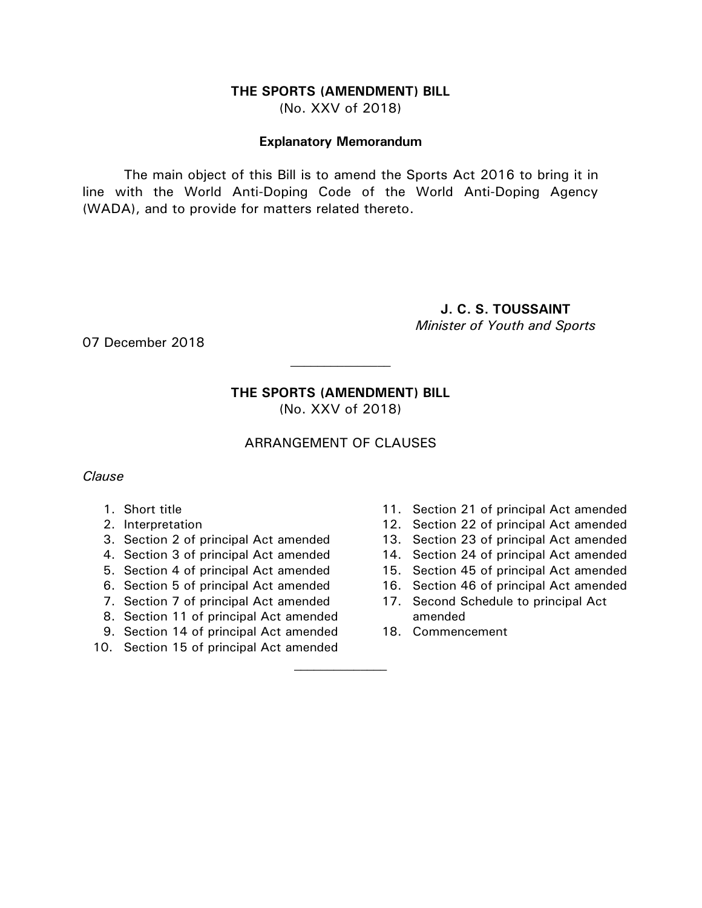**THE SPORTS (AMENDMENT) BILL**

(No. XXV of 2018)

**Explanatory Memorandum**

The main object of this Bill is to amend the Sports Act 2016 to bring it in line with the World Anti-Doping Code of the World Anti-Doping Agency (WADA), and to provide for matters related thereto.

**J. C. S. TOUSSAINT**
*Minister of Youth and Sports*

07 December 2018

---

**THE SPORTS (AMENDMENT) BILL**

(No. XXV of 2018)

ARRANGEMENT OF CLAUSES

*Clause*

1. Short title
2. Interpretation
3. Section 2 of principal Act amended
4. Section 3 of principal Act amended
5. Section 4 of principal Act amended
6. Section 5 of principal Act amended
7. Section 7 of principal Act amended
8. Section 11 of principal Act amended
9. Section 14 of principal Act amended
10. Section 15 of principal Act amended
11. Section 21 of principal Act amended
12. Section 22 of principal Act amended
13. Section 23 of principal Act amended
14. Section 24 of principal Act amended
15. Section 45 of principal Act amended
16. Section 46 of principal Act amended
17. Second Schedule to principal Act amended
18. Commencement

---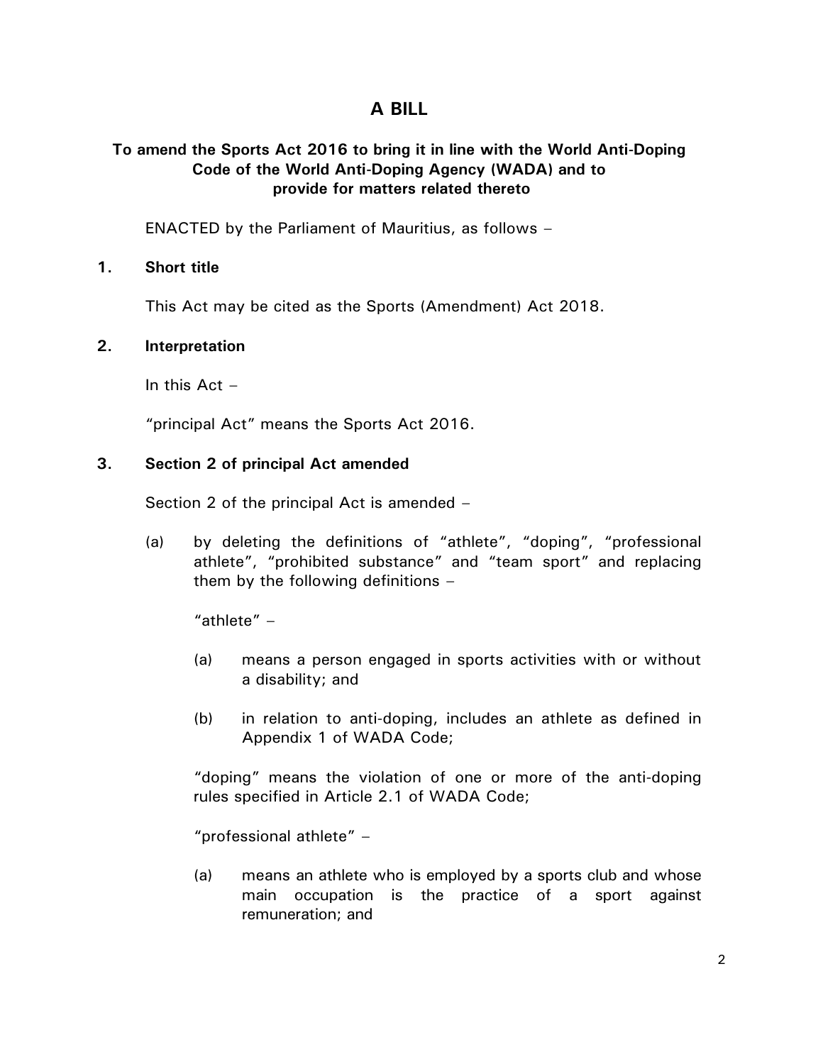# A BILL

**To amend the Sports Act 2016 to bring it in line with the World Anti-Doping Code of the World Anti-Doping Agency (WADA) and to provide for matters related thereto**

ENACTED by the Parliament of Mauritius, as follows –

**1. Short title**

This Act may be cited as the Sports (Amendment) Act 2018.

**2. Interpretation**

In this Act –

"principal Act" means the Sports Act 2016.

**3. Section 2 of principal Act amended**

Section 2 of the principal Act is amended –

(a) by deleting the definitions of "athlete", "doping", "professional athlete", "prohibited substance" and "team sport" and replacing them by the following definitions –

"athlete" –

(a) means a person engaged in sports activities with or without a disability; and

(b) in relation to anti-doping, includes an athlete as defined in Appendix 1 of WADA Code;

"doping" means the violation of one or more of the anti-doping rules specified in Article 2.1 of WADA Code;

"professional athlete" –

(a) means an athlete who is employed by a sports club and whose main occupation is the practice of a sport against remuneration; and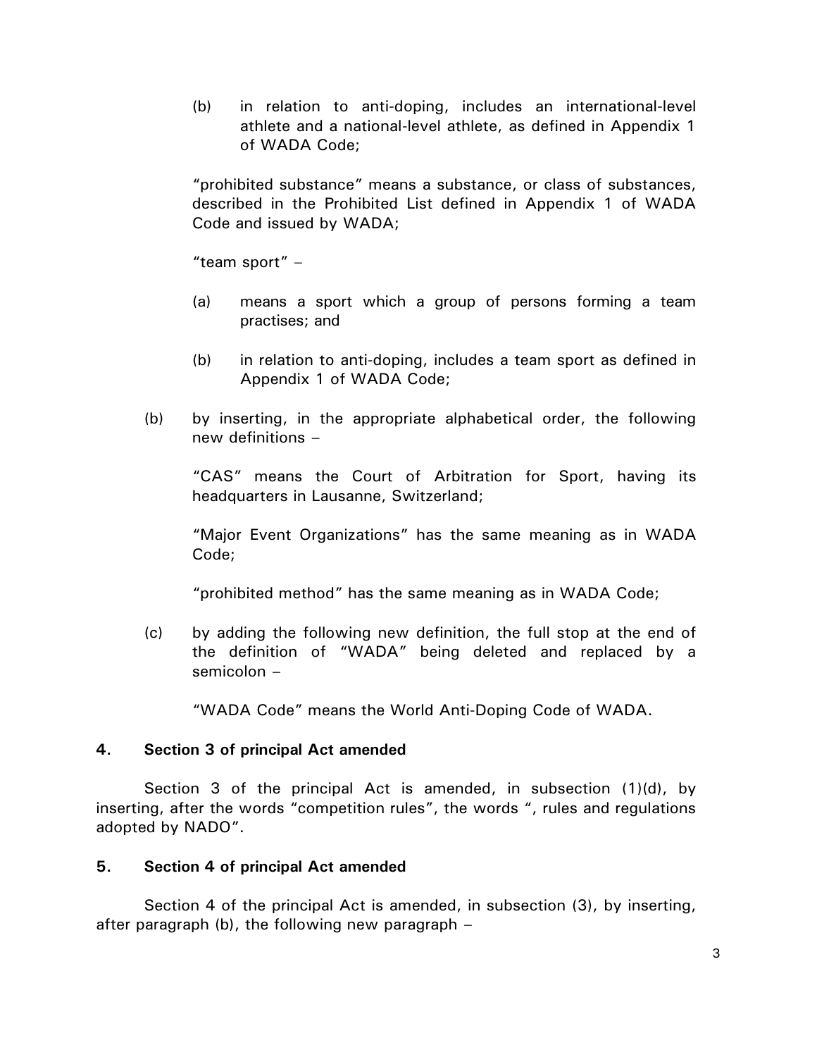(b) in relation to anti-doping, includes an international-level athlete and a national-level athlete, as defined in Appendix 1 of WADA Code;

"prohibited substance" means a substance, or class of substances, described in the Prohibited List defined in Appendix 1 of WADA Code and issued by WADA;

"team sport" –

(a) means a sport which a group of persons forming a team practises; and

(b) in relation to anti-doping, includes a team sport as defined in Appendix 1 of WADA Code;

(b) by inserting, in the appropriate alphabetical order, the following new definitions –

"CAS" means the Court of Arbitration for Sport, having its headquarters in Lausanne, Switzerland;

"Major Event Organizations" has the same meaning as in WADA Code;

"prohibited method" has the same meaning as in WADA Code;

(c) by adding the following new definition, the full stop at the end of the definition of "WADA" being deleted and replaced by a semicolon –

"WADA Code" means the World Anti-Doping Code of WADA.

**4. Section 3 of principal Act amended**

Section 3 of the principal Act is amended, in subsection (1)(d), by inserting, after the words "competition rules", the words ", rules and regulations adopted by NADO".

**5. Section 4 of principal Act amended**

Section 4 of the principal Act is amended, in subsection (3), by inserting, after paragraph (b), the following new paragraph –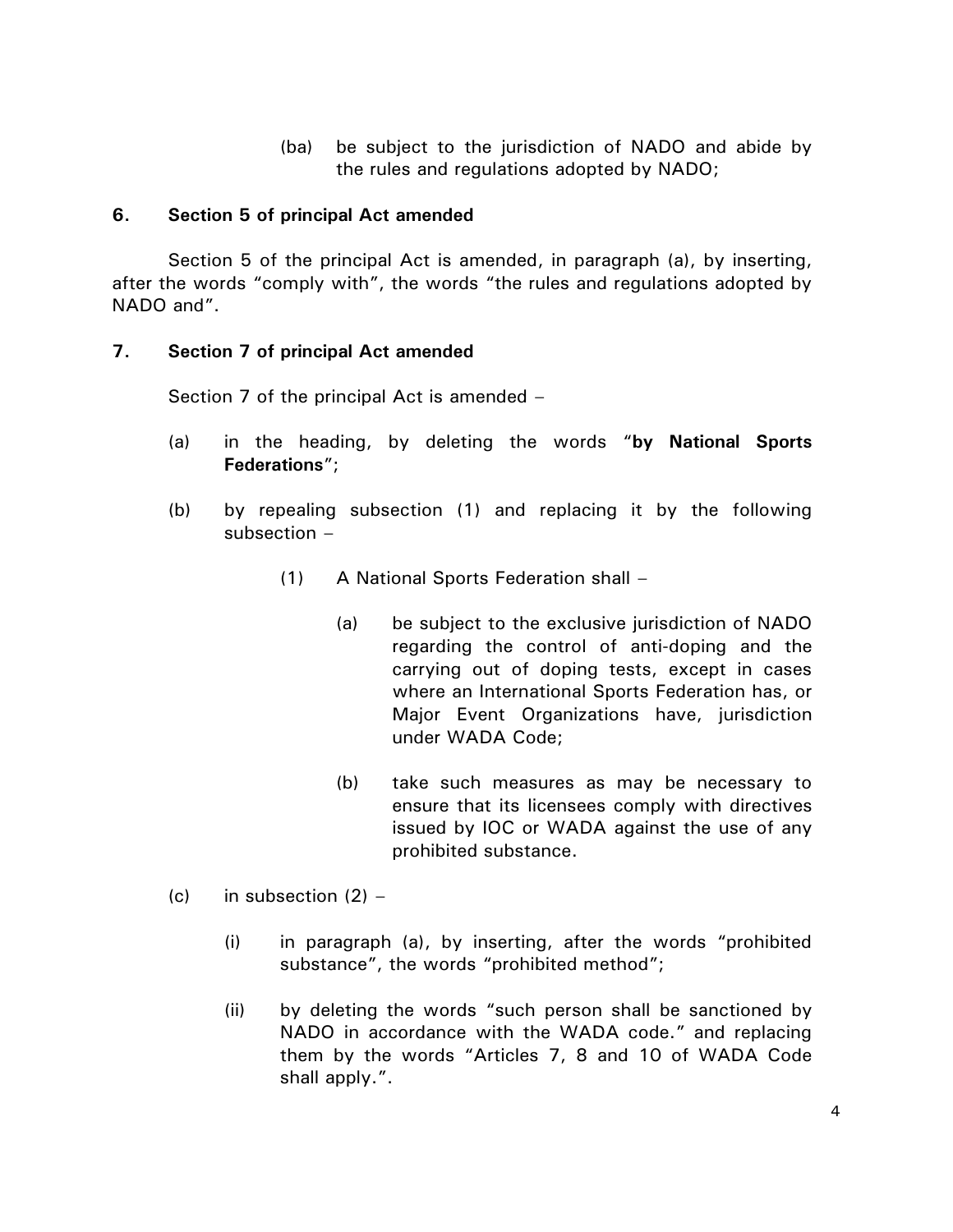(ba) be subject to the jurisdiction of NADO and abide by the rules and regulations adopted by NADO;

**6. Section 5 of principal Act amended**

Section 5 of the principal Act is amended, in paragraph (a), by inserting, after the words "comply with", the words "the rules and regulations adopted by NADO and".

**7. Section 7 of principal Act amended**

Section 7 of the principal Act is amended –

(a) in the heading, by deleting the words "**by National Sports Federations**";

(b) by repealing subsection (1) and replacing it by the following subsection –

> (1) A National Sports Federation shall –
>
> > (a) be subject to the exclusive jurisdiction of NADO regarding the control of anti-doping and the carrying out of doping tests, except in cases where an International Sports Federation has, or Major Event Organizations have, jurisdiction under WADA Code;
> >
> > (b) take such measures as may be necessary to ensure that its licensees comply with directives issued by IOC or WADA against the use of any prohibited substance.

(c) in subsection (2) –

> (i) in paragraph (a), by inserting, after the words "prohibited substance", the words "prohibited method";
>
> (ii) by deleting the words "such person shall be sanctioned by NADO in accordance with the WADA code." and replacing them by the words "Articles 7, 8 and 10 of WADA Code shall apply.".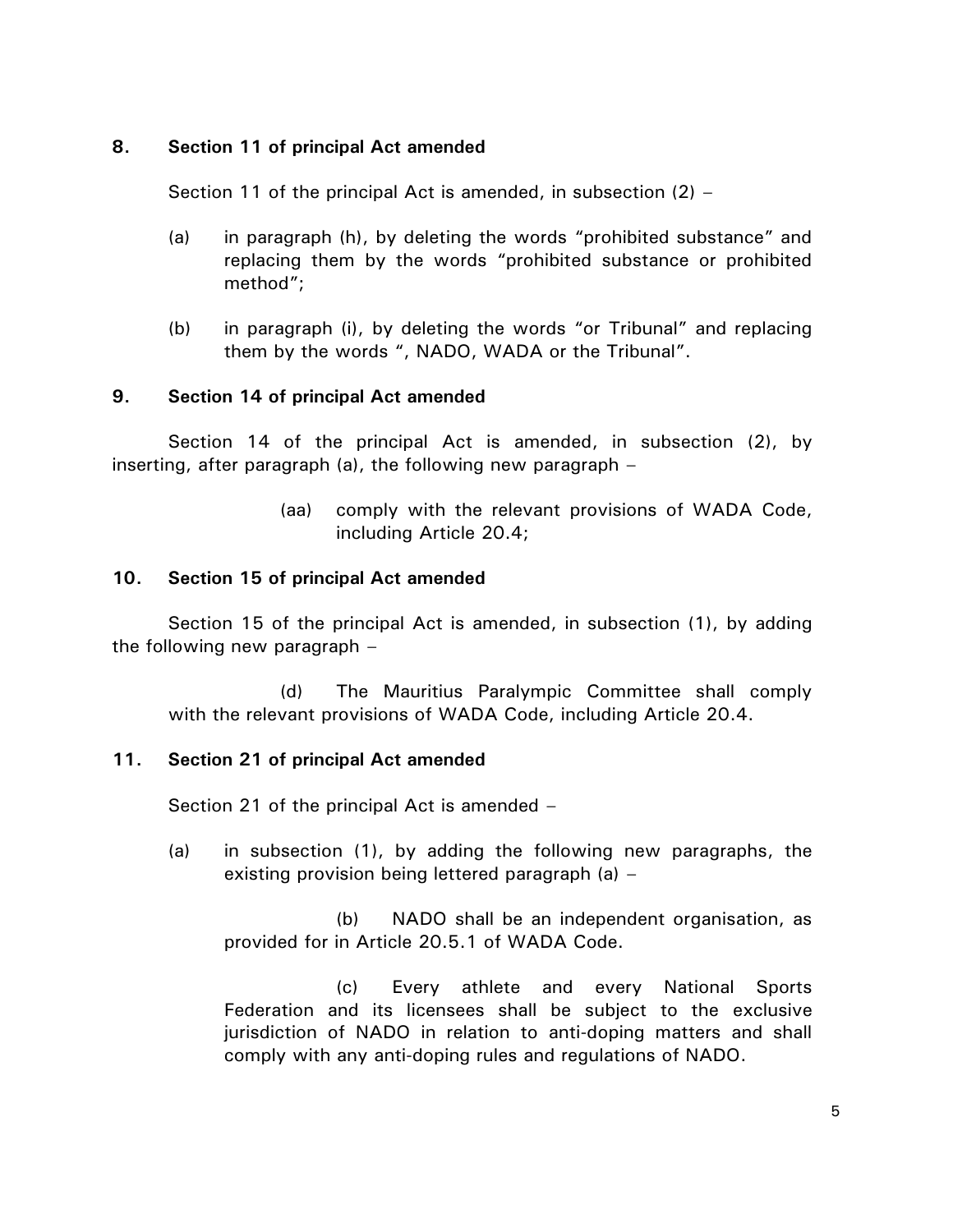**8. Section 11 of principal Act amended**

Section 11 of the principal Act is amended, in subsection (2) –

(a) in paragraph (h), by deleting the words "prohibited substance" and replacing them by the words "prohibited substance or prohibited method";

(b) in paragraph (i), by deleting the words "or Tribunal" and replacing them by the words ", NADO, WADA or the Tribunal".

**9. Section 14 of principal Act amended**

Section 14 of the principal Act is amended, in subsection (2), by inserting, after paragraph (a), the following new paragraph –

> (aa) comply with the relevant provisions of WADA Code, including Article 20.4;

**10. Section 15 of principal Act amended**

Section 15 of the principal Act is amended, in subsection (1), by adding the following new paragraph –

> (d) The Mauritius Paralympic Committee shall comply with the relevant provisions of WADA Code, including Article 20.4.

**11. Section 21 of principal Act amended**

Section 21 of the principal Act is amended –

(a) in subsection (1), by adding the following new paragraphs, the existing provision being lettered paragraph (a) –

> (b) NADO shall be an independent organisation, as provided for in Article 20.5.1 of WADA Code.
>
> (c) Every athlete and every National Sports Federation and its licensees shall be subject to the exclusive jurisdiction of NADO in relation to anti-doping matters and shall comply with any anti-doping rules and regulations of NADO.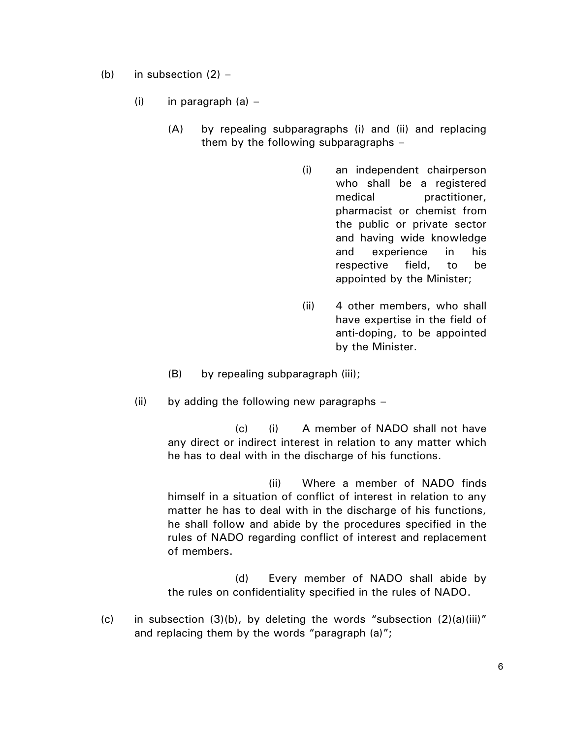(b) in subsection (2) –

(i) in paragraph (a) –

(A) by repealing subparagraphs (i) and (ii) and replacing them by the following subparagraphs –

(i) an independent chairperson who shall be a registered medical practitioner, pharmacist or chemist from the public or private sector and having wide knowledge and experience in his respective field, to be appointed by the Minister;

(ii) 4 other members, who shall have expertise in the field of anti-doping, to be appointed by the Minister.

(B) by repealing subparagraph (iii);

(ii) by adding the following new paragraphs –

(c) (i) A member of NADO shall not have any direct or indirect interest in relation to any matter which he has to deal with in the discharge of his functions.

(ii) Where a member of NADO finds himself in a situation of conflict of interest in relation to any matter he has to deal with in the discharge of his functions, he shall follow and abide by the procedures specified in the rules of NADO regarding conflict of interest and replacement of members.

(d) Every member of NADO shall abide by the rules on confidentiality specified in the rules of NADO.

(c) in subsection (3)(b), by deleting the words "subsection (2)(a)(iii)" and replacing them by the words "paragraph (a)";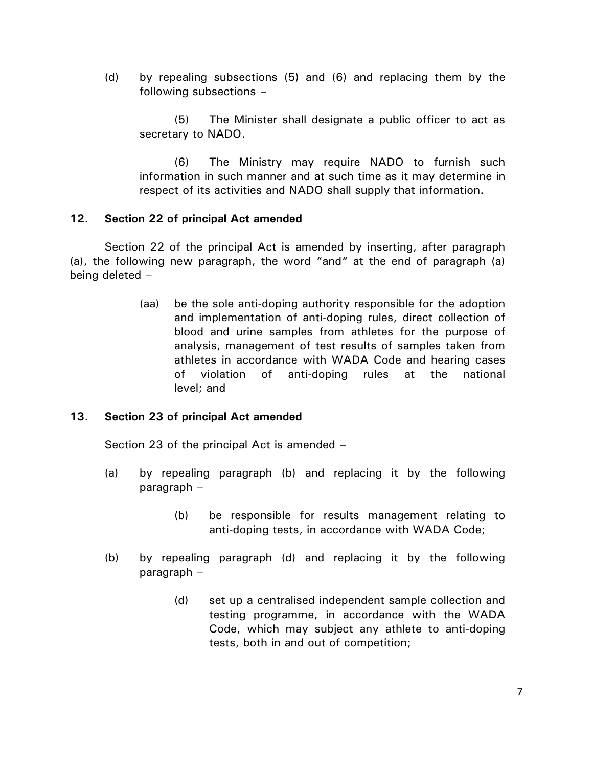(d) by repealing subsections (5) and (6) and replacing them by the following subsections –

> (5) The Minister shall designate a public officer to act as secretary to NADO.
>
> (6) The Ministry may require NADO to furnish such information in such manner and at such time as it may determine in respect of its activities and NADO shall supply that information.

### 12. Section 22 of principal Act amended

Section 22 of the principal Act is amended by inserting, after paragraph (a), the following new paragraph, the word "and" at the end of paragraph (a) being deleted –

> (aa) be the sole anti-doping authority responsible for the adoption and implementation of anti-doping rules, direct collection of blood and urine samples from athletes for the purpose of analysis, management of test results of samples taken from athletes in accordance with WADA Code and hearing cases of violation of anti-doping rules at the national level; and

### 13. Section 23 of principal Act amended

Section 23 of the principal Act is amended –

(a) by repealing paragraph (b) and replacing it by the following paragraph –

> (b) be responsible for results management relating to anti-doping tests, in accordance with WADA Code;

(b) by repealing paragraph (d) and replacing it by the following paragraph –

> (d) set up a centralised independent sample collection and testing programme, in accordance with the WADA Code, which may subject any athlete to anti-doping tests, both in and out of competition;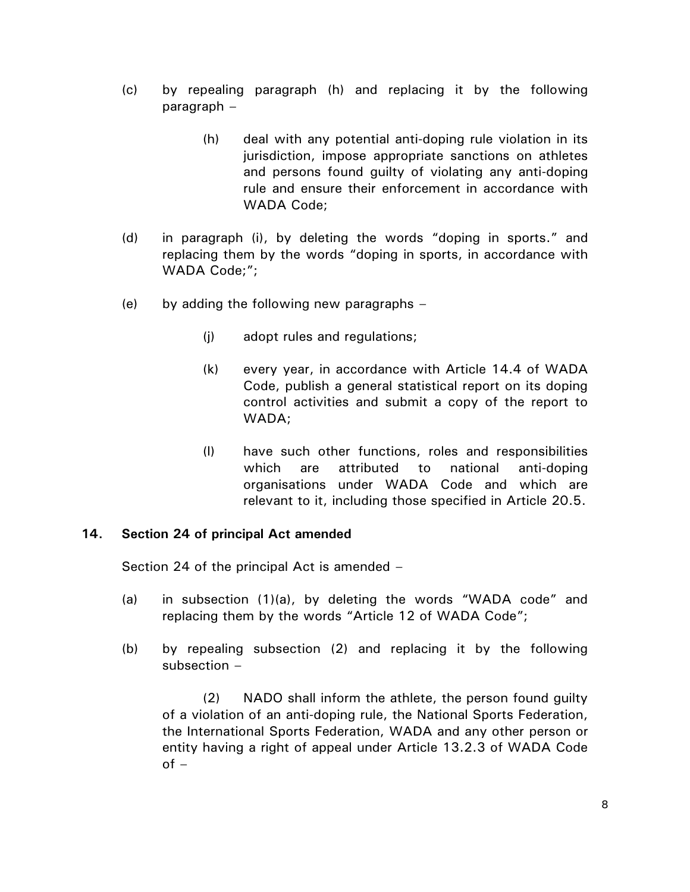(c) by repealing paragraph (h) and replacing it by the following paragraph –

> (h) deal with any potential anti-doping rule violation in its jurisdiction, impose appropriate sanctions on athletes and persons found guilty of violating any anti-doping rule and ensure their enforcement in accordance with WADA Code;

(d) in paragraph (i), by deleting the words "doping in sports." and replacing them by the words "doping in sports, in accordance with WADA Code;";

(e) by adding the following new paragraphs –

> (j) adopt rules and regulations;
>
> (k) every year, in accordance with Article 14.4 of WADA Code, publish a general statistical report on its doping control activities and submit a copy of the report to WADA;
>
> (l) have such other functions, roles and responsibilities which are attributed to national anti-doping organisations under WADA Code and which are relevant to it, including those specified in Article 20.5.

**14. Section 24 of principal Act amended**

Section 24 of the principal Act is amended –

(a) in subsection (1)(a), by deleting the words "WADA code" and replacing them by the words "Article 12 of WADA Code";

(b) by repealing subsection (2) and replacing it by the following subsection –

> (2) NADO shall inform the athlete, the person found guilty of a violation of an anti-doping rule, the National Sports Federation, the International Sports Federation, WADA and any other person or entity having a right of appeal under Article 13.2.3 of WADA Code of –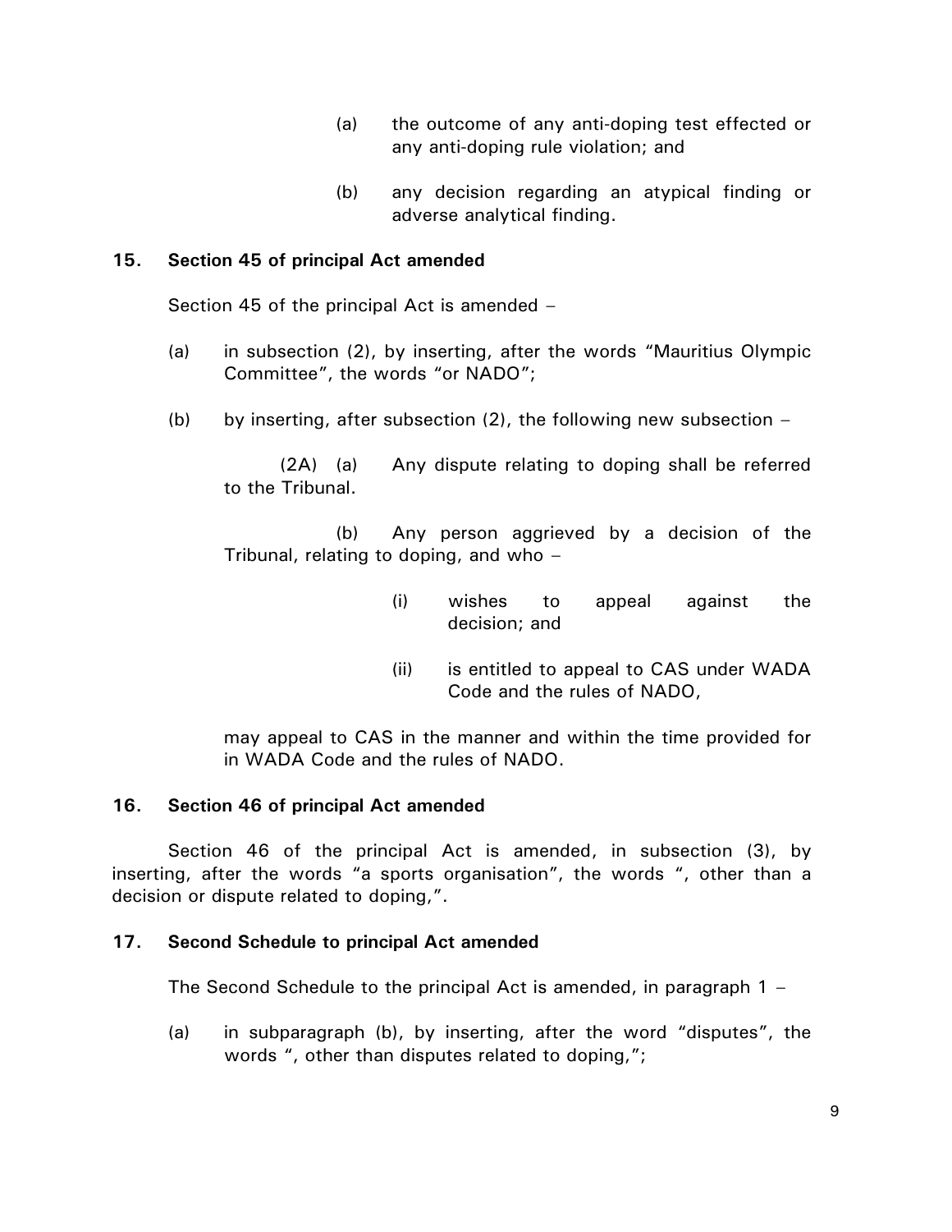(a) the outcome of any anti-doping test effected or any anti-doping rule violation; and

(b) any decision regarding an atypical finding or adverse analytical finding.

**15. Section 45 of principal Act amended**

Section 45 of the principal Act is amended –

(a) in subsection (2), by inserting, after the words "Mauritius Olympic Committee", the words "or NADO";

(b) by inserting, after subsection (2), the following new subsection –

(2A) (a) Any dispute relating to doping shall be referred to the Tribunal.

(b) Any person aggrieved by a decision of the Tribunal, relating to doping, and who –

(i) wishes to appeal against the decision; and

(ii) is entitled to appeal to CAS under WADA Code and the rules of NADO,

may appeal to CAS in the manner and within the time provided for in WADA Code and the rules of NADO.

**16. Section 46 of principal Act amended**

Section 46 of the principal Act is amended, in subsection (3), by inserting, after the words "a sports organisation", the words ", other than a decision or dispute related to doping,".

**17. Second Schedule to principal Act amended**

The Second Schedule to the principal Act is amended, in paragraph 1 –

(a) in subparagraph (b), by inserting, after the word "disputes", the words ", other than disputes related to doping,";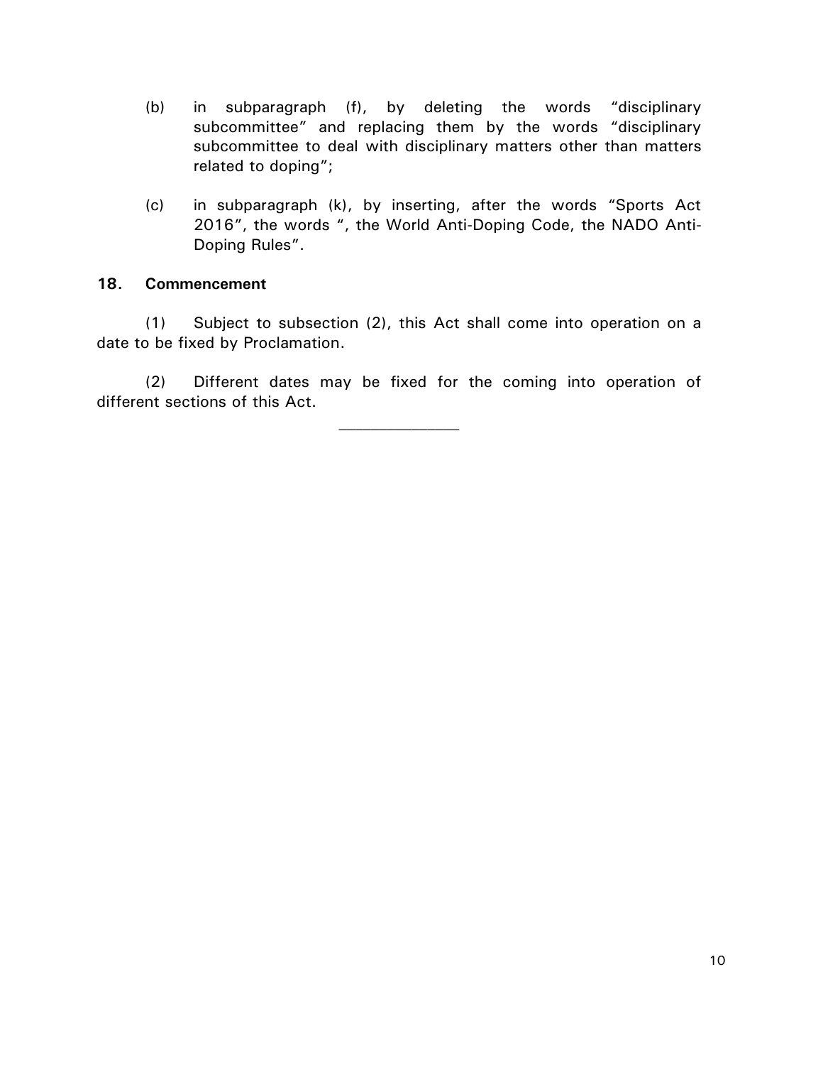(b) in subparagraph (f), by deleting the words "disciplinary subcommittee" and replacing them by the words "disciplinary subcommittee to deal with disciplinary matters other than matters related to doping";

(c) in subparagraph (k), by inserting, after the words "Sports Act 2016", the words ", the World Anti-Doping Code, the NADO Anti-Doping Rules".

### 18. Commencement

(1) Subject to subsection (2), this Act shall come into operation on a date to be fixed by Proclamation.

(2) Different dates may be fixed for the coming into operation of different sections of this Act.

---